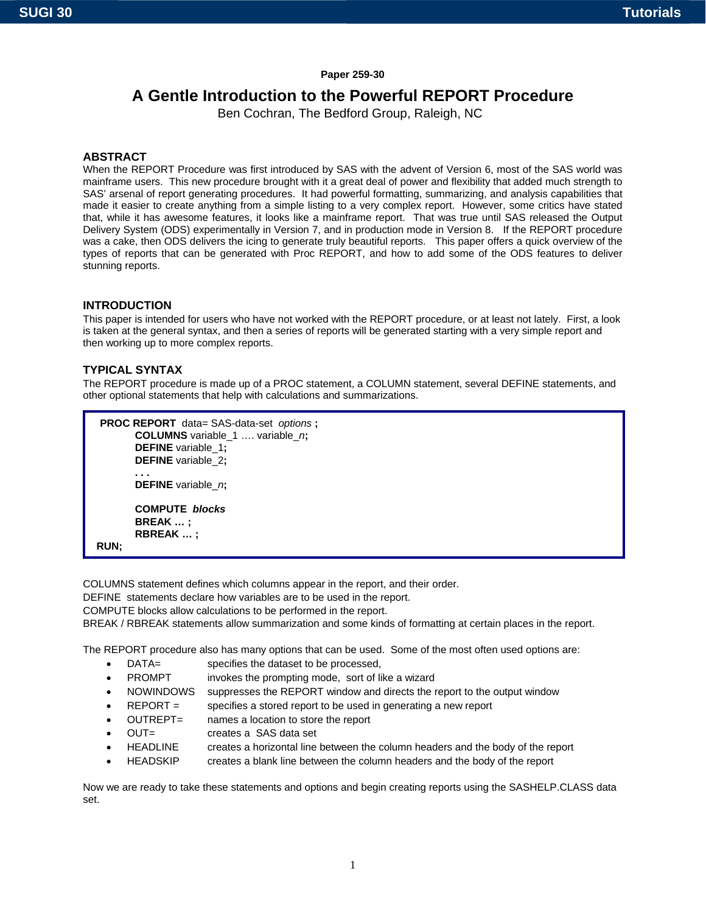Paper 259-30

# A Gentle Introduction to the Powerful REPORT Procedure

Ben Cochran, The Bedford Group, Raleigh, NC

## ABSTRACT

When the REPORT Procedure was first introduced by SAS with the advent of Version 6, most of the SAS world was mainframe users. This new procedure brought with it a great deal of power and flexibility that added much strength to SAS' arsenal of report generating procedures. It had powerful formatting, summarizing, and analysis capabilities that made it easier to create anything from a simple listing to a very complex report. However, some critics have stated that, while it has awesome features, it looks like a mainframe report. That was true until SAS released the Output Delivery System (ODS) experimentally in Version 7, and in production mode in Version 8. If the REPORT procedure was a cake, then ODS delivers the icing to generate truly beautiful reports. This paper offers a quick overview of the types of reports that can be generated with Proc REPORT, and how to add some of the ODS features to deliver stunning reports.

## INTRODUCTION

This paper is intended for users who have not worked with the REPORT procedure, or at least not lately. First, a look is taken at the general syntax, and then a series of reports will be generated starting with a very simple report and then working up to more complex reports.

## TYPICAL SYNTAX

The REPORT procedure is made up of a PROC statement, a COLUMN statement, several DEFINE statements, and other optional statements that help with calculations and summarizations.

```
PROC REPORT  data= SAS-data-set  options ;
        COLUMNS variable_1 …. variable_n;
        DEFINE variable_1;
        DEFINE variable_2;
        . . .
        DEFINE variable_n;

        COMPUTE  blocks
        BREAK … ;
        RBREAK … ;
RUN;
```

COLUMNS statement defines which columns appear in the report, and their order.
DEFINE statements declare how variables are to be used in the report.
COMPUTE blocks allow calculations to be performed in the report.
BREAK / RBREAK statements allow summarization and some kinds of formatting at certain places in the report.

The REPORT procedure also has many options that can be used. Some of the most often used options are:

- DATA= specifies the dataset to be processed,
- PROMPT invokes the prompting mode, sort of like a wizard
- NOWINDOWS suppresses the REPORT window and directs the report to the output window
- REPORT = specifies a stored report to be used in generating a new report
- OUTREPT= names a location to store the report
- OUT= creates a SAS data set
- HEADLINE creates a horizontal line between the column headers and the body of the report
- HEADSKIP creates a blank line between the column headers and the body of the report

Now we are ready to take these statements and options and begin creating reports using the SASHELP.CLASS data set.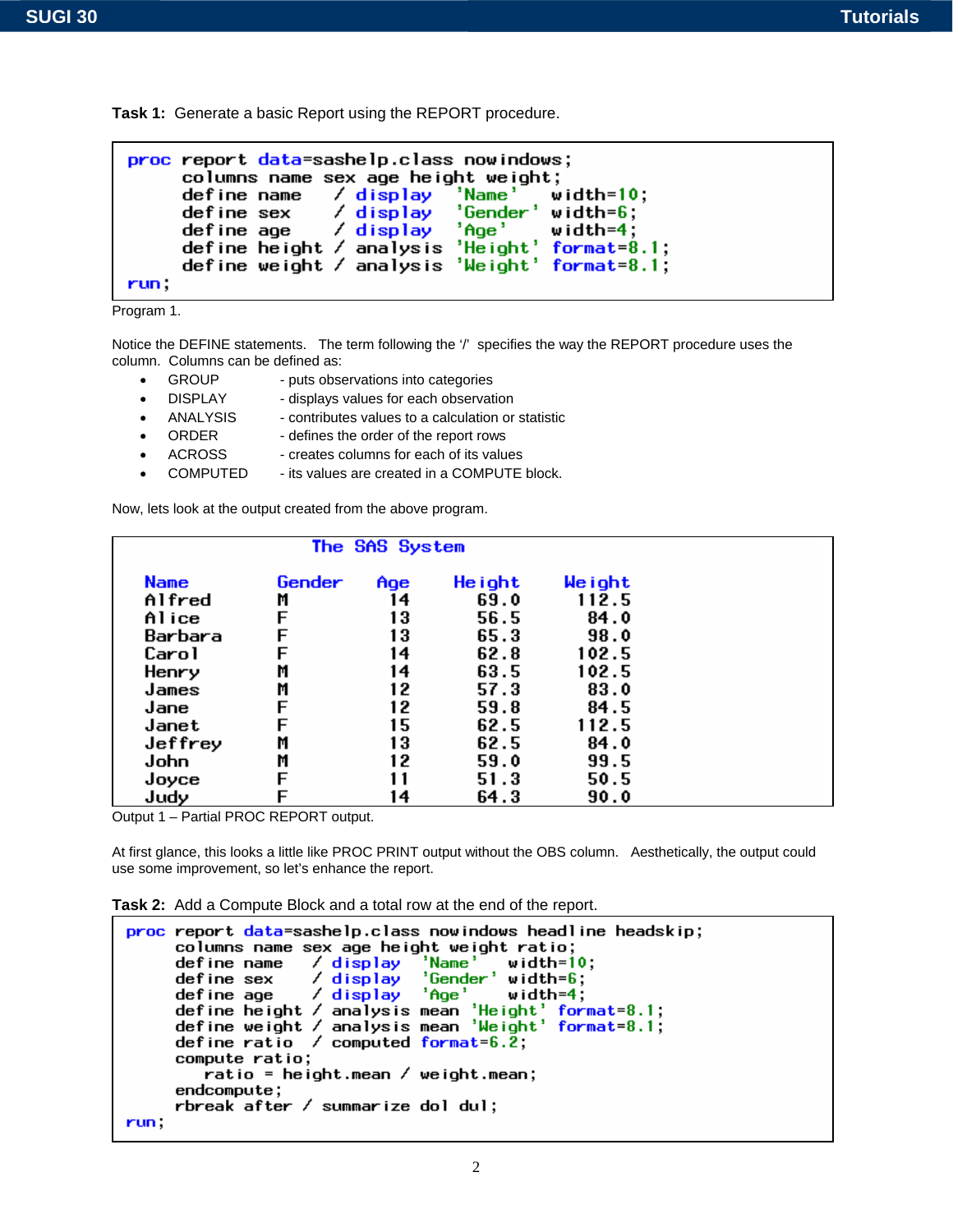**Task 1:** Generate a basic Report using the REPORT procedure.

```
proc report data=sashelp.class nowindows;
      columns name sex age height weight;
      define name   / display  'Name'   width=10;
      define sex    / display  'Gender' width=6;
      define age    / display  'Age'    width=4;
      define height / analysis 'Height' format=8.1;
      define weight / analysis 'Weight' format=8.1;
run;
```

Program 1.

Notice the DEFINE statements. The term following the '/' specifies the way the REPORT procedure uses the column. Columns can be defined as:

- GROUP - puts observations into categories
- DISPLAY - displays values for each observation
- ANALYSIS - contributes values to a calculation or statistic
- ORDER - defines the order of the report rows
- ACROSS - creates columns for each of its values
- COMPUTED - its values are created in a COMPUTE block.

Now, lets look at the output created from the above program.

```
                    The SAS System

  Name          Gender   Age    Height    Weight
  Alfred        M         14      69.0     112.5
  Alice         F         13      56.5      84.0
  Barbara       F         13      65.3      98.0
  Carol         F         14      62.8     102.5
  Henry         M         14      63.5     102.5
  James         M         12      57.3      83.0
  Jane          F         12      59.8      84.5
  Janet         F         15      62.5     112.5
  Jeffrey       M         13      62.5      84.0
  John          M         12      59.0      99.5
  Joyce         F         11      51.3      50.5
  Judy          F         14      64.3      90.0
```

Output 1 – Partial PROC REPORT output.

At first glance, this looks a little like PROC PRINT output without the OBS column. Aesthetically, the output could use some improvement, so let's enhance the report.

**Task 2:** Add a Compute Block and a total row at the end of the report.

```
proc report data=sashelp.class nowindows headline headskip;
     columns name sex age height weight ratio;
     define name   / display  'Name'    width=10;
     define sex    / display  'Gender'  width=6;
     define age    / display  'Age'     width=4;
     define height / analysis mean 'Height' format=8.1;
     define weight / analysis mean 'Weight' format=8.1;
     define ratio  / computed format=6.2;
     compute ratio;
        ratio = height.mean / weight.mean;
     endcompute;
     rbreak after / summarize dol dul;
run;
```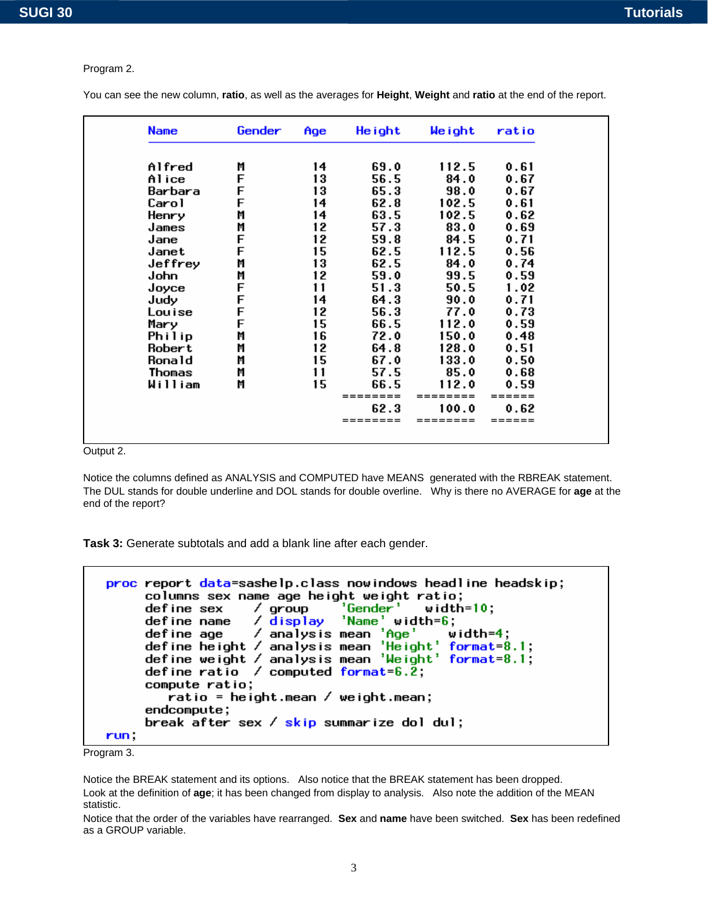Program 2.

You can see the new column, **ratio**, as well as the averages for **Height**, **Weight** and **ratio** at the end of the report.

```
Name          Gender    Age     Height     Weight    ratio

Alfred        M          14       69.0      112.5     0.61
Alice         F          13       56.5       84.0     0.67
Barbara       F          13       65.3       98.0     0.67
Carol         F          14       62.8      102.5     0.61
Henry         M          14       63.5      102.5     0.62
James         M          12       57.3       83.0     0.69
Jane          F          12       59.8       84.5     0.71
Janet         F          15       62.5      112.5     0.56
Jeffrey       M          13       62.5       84.0     0.74
John          M          12       59.0       99.5     0.59
Joyce         F          11       51.3       50.5     1.02
Judy          F          14       64.3       90.0     0.71
Louise        F          12       56.3       77.0     0.73
Mary          F          15       66.5      112.0     0.59
Philip        M          16       72.0      150.0     0.48
Robert        M          12       64.8      128.0     0.51
Ronald        M          15       67.0      133.0     0.50
Thomas        M          11       57.5       85.0     0.68
William       M          15       66.5      112.0     0.59
                               ========   ========   ======
                                   62.3      100.0     0.62
                               ========   ========   ======
```

Output 2.

Notice the columns defined as ANALYSIS and COMPUTED have MEANS generated with the RBREAK statement. The DUL stands for double underline and DOL stands for double overline. Why is there no AVERAGE for **age** at the end of the report?

**Task 3:** Generate subtotals and add a blank line after each gender.

```
proc report data=sashelp.class nowindows headline headskip;
     columns sex name age height weight ratio;
     define sex    / group     'Gender'    width=10;
     define name   / display  'Name' width=6;
     define age    / analysis mean 'Age'     width=4;
     define height / analysis mean 'Height' format=8.1;
     define weight / analysis mean 'Weight' format=8.1;
     define ratio  / computed format=6.2;
     compute ratio;
        ratio = height.mean / weight.mean;
     endcompute;
     break after sex / skip summarize dol dul;
run;
```

Program 3.

Notice the BREAK statement and its options. Also notice that the BREAK statement has been dropped.
Look at the definition of **age**; it has been changed from display to analysis. Also note the addition of the MEAN statistic.
Notice that the order of the variables have rearranged. **Sex** and **name** have been switched. **Sex** has been redefined as a GROUP variable.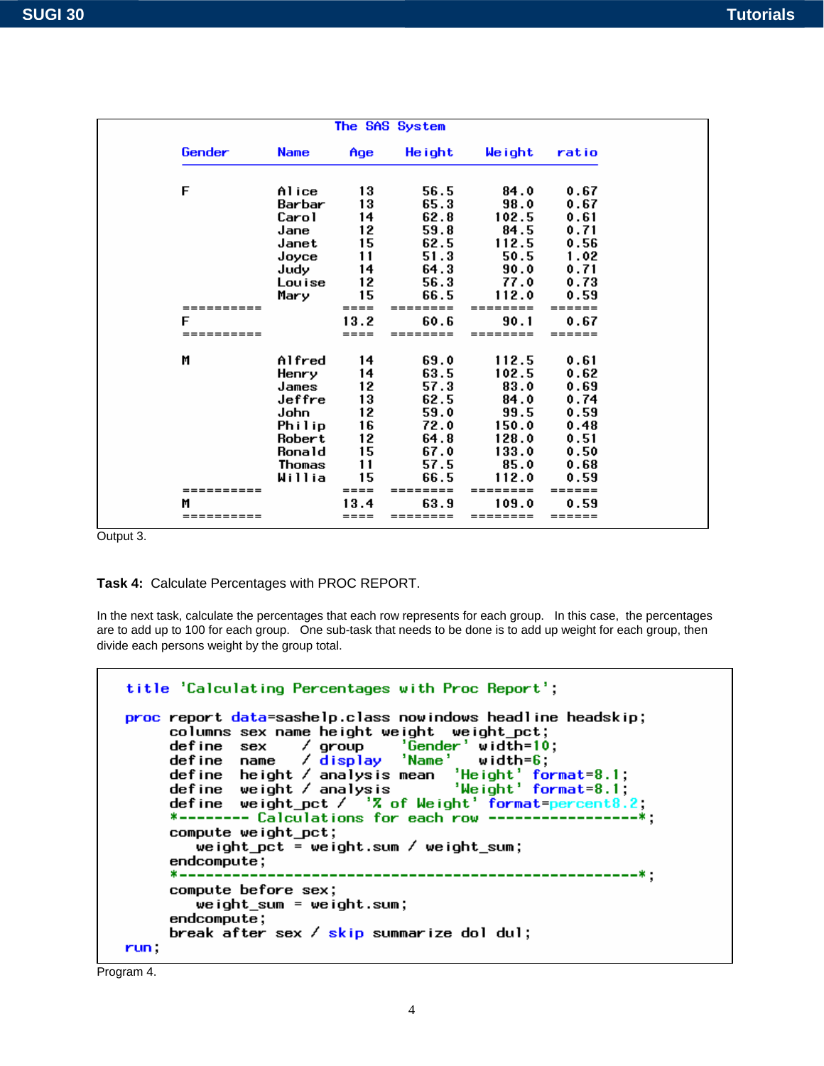```
                              The SAS System

        Gender      Name      Age    Height    Weight    ratio
        ----------------------------------------------------------

        F           Alice      13      56.5      84.0     0.67
                    Barbar     13      65.3      98.0     0.67
                    Carol      14      62.8     102.5     0.61
                    Jane       12      59.8      84.5     0.71
                    Janet      15      62.5     112.5     0.56
                    Joyce      11      51.3      50.5     1.02
                    Judy       14      64.3      90.0     0.71
                    Louise     12      56.3      77.0     0.73
                    Mary       15      66.5     112.0     0.59
        ==========            ====  ========  ========   ======
        F                     13.2      60.6      90.1     0.67
        ==========            ====  ========  ========   ======

        M           Alfred     14      69.0     112.5     0.61
                    Henry      14      63.5     102.5     0.62
                    James      12      57.3      83.0     0.69
                    Jeffre     13      62.5      84.0     0.74
                    John       12      59.0      99.5     0.59
                    Philip     16      72.0     150.0     0.48
                    Robert     12      64.8     128.0     0.51
                    Ronald     15      67.0     133.0     0.50
                    Thomas     11      57.5      85.0     0.68
                    Willia     15      66.5     112.0     0.59
        ==========            ====  ========  ========   ======
        M                     13.4      63.9     109.0     0.59
        ==========            ====  ========  ========   ======
```
Output 3.

**Task 4:** Calculate Percentages with PROC REPORT.

In the next task, calculate the percentages that each row represents for each group. In this case, the percentages are to add up to 100 for each group. One sub-task that needs to be done is to add up weight for each group, then divide each persons weight by the group total.

```
title 'Calculating Percentages with Proc Report';

proc report data=sashelp.class nowindows headline headskip;
     columns sex name height weight  weight_pct;
     define sex     / group      'Gender'  width=10;
     define name    / display  'Name'     width=6;
     define height  / analysis mean  'Height' format=8.1;
     define weight  / analysis       'Weight' format=8.1;
     define weight_pct /  '% of Weight' format=percent8.2;
     *-------- Calculations for each row ----------------*;
     compute weight_pct;
        weight_pct = weight.sum / weight_sum;
     endcompute;
     *---------------------------------------------------*;
     compute before sex;
        weight_sum = weight.sum;
     endcompute;
     break after sex / skip summarize dol dul;
run;
```
Program 4.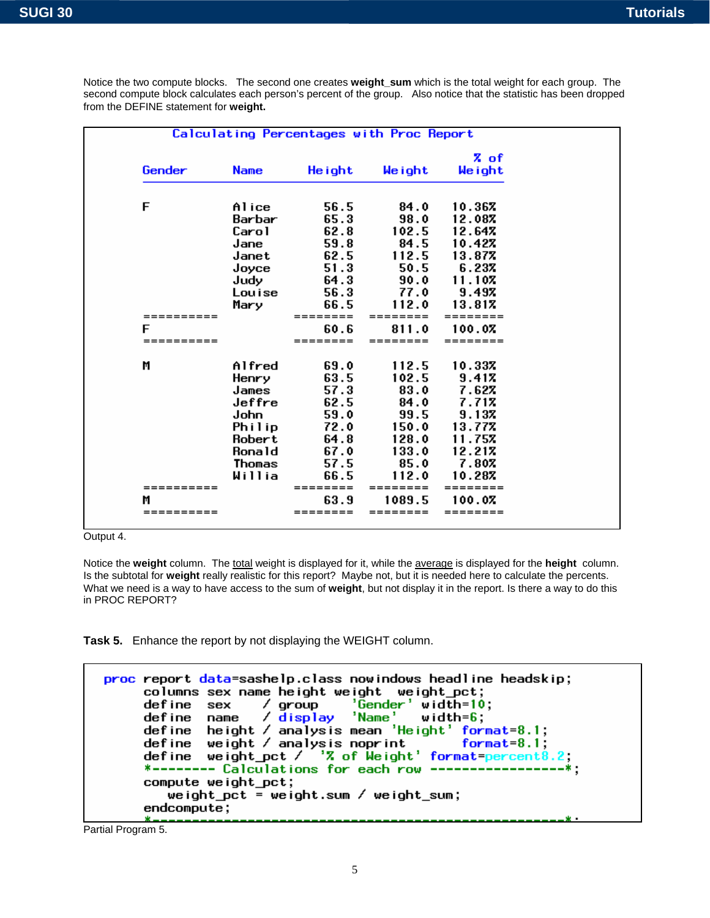Notice the two compute blocks. The second one creates **weight_sum** which is the total weight for each group. The second compute block calculates each person's percent of the group. Also notice that the statistic has been dropped from the DEFINE statement for **weight.**

```
                Calculating Percentages with Proc Report

                                                         % of
         Gender        Name        Height     Weight     Weight
         --------------------------------------------------------

         F             Alice         56.5       84.0     10.36%
                       Barbar        65.3       98.0     12.08%
                       Carol         62.8      102.5     12.64%
                       Jane          59.8       84.5     10.42%
                       Janet         62.5      112.5     13.87%
                       Joyce         51.3       50.5      6.23%
                       Judy          64.3       90.0     11.10%
                       Louise        56.3       77.0      9.49%
                       Mary          66.5      112.0     13.81%
         ==========              ========   ========   ========
         F                           60.6      811.0     100.0%
         ==========              ========   ========   ========

         M             Alfred        69.0      112.5     10.33%
                       Henry         63.5      102.5      9.41%
                       James         57.3       83.0      7.62%
                       Jeffre        62.5       84.0      7.71%
                       John          59.0       99.5      9.13%
                       Philip        72.0      150.0     13.77%
                       Robert        64.8      128.0     11.75%
                       Ronald        67.0      133.0     12.21%
                       Thomas        57.5       85.0      7.80%
                       Willia        66.5      112.0     10.28%
         ==========              ========   ========   ========
         M                           63.9     1089.5     100.0%
         ==========              ========   ========   ========
```

Output 4.

Notice the **weight** column. The <u>total</u> weight is displayed for it, while the <u>average</u> is displayed for the **height** column. Is the subtotal for **weight** really realistic for this report? Maybe not, but it is needed here to calculate the percents. What we need is a way to have access to the sum of **weight**, but not display it in the report. Is there a way to do this in PROC REPORT?

**Task 5.** Enhance the report by not displaying the WEIGHT column.

```
proc report data=sashelp.class nowindows headline headskip;
    columns sex name height weight  weight_pct;
    define  sex     / group     'Gender'  width=10;
    define  name    / display   'Name'    width=6;
    define  height  / analysis mean 'Height' format=8.1;
    define  weight  / analysis noprint    format=8.1;
    define  weight_pct /  '% of Weight' format=percent8.2;
    *-------- Calculations for each row ----------------*;
    compute weight_pct;
        weight_pct = weight.sum / weight_sum;
    endcompute;
    *---------------------------------------------------*;
```

Partial Program 5.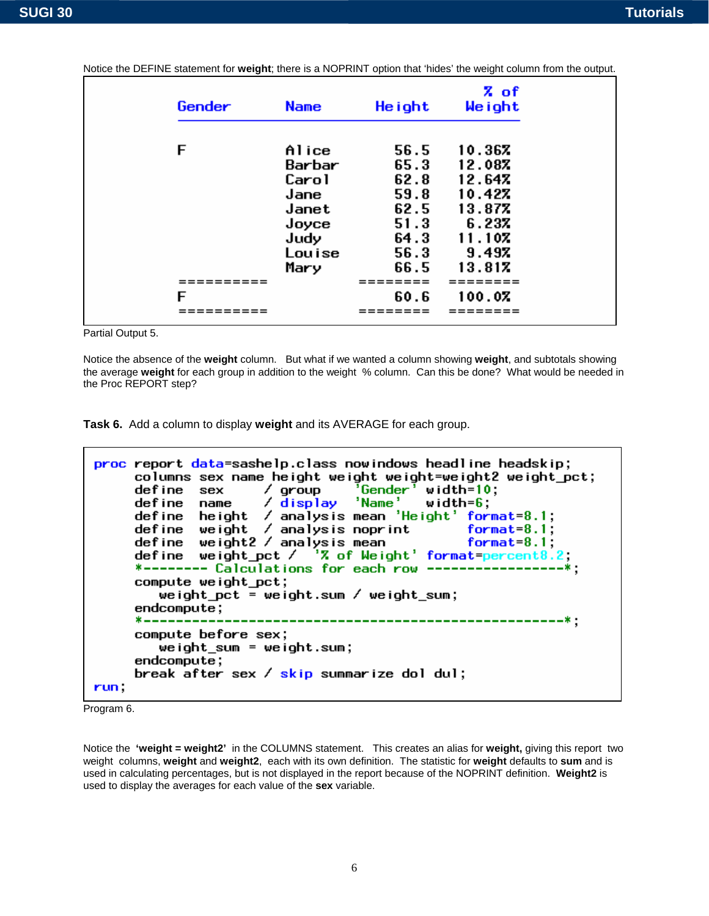Notice the DEFINE statement for **weight**; there is a NOPRINT option that 'hides' the weight column from the output.

```
 Gender       Name       Height     % of
                                   Weight
 ----------------------------------------

 F            Alice        56.5    10.36%
              Barbar       65.3    12.08%
              Carol        62.8    12.64%
              Jane         59.8    10.42%
              Janet        62.5    13.87%
              Joyce        51.3     6.23%
              Judy         64.3    11.10%
              Louise       56.3     9.49%
              Mary         66.5    13.81%
 ==========            ========  ========
 F                         60.6    100.0%
 ==========            ========  ========
```

Partial Output 5.

Notice the absence of the **weight** column. But what if we wanted a column showing **weight**, and subtotals showing the average **weight** for each group in addition to the weight % column. Can this be done? What would be needed in the Proc REPORT step?

**Task 6.** Add a column to display **weight** and its AVERAGE for each group.

```
proc report data=sashelp.class nowindows headline headskip;
     columns sex name height weight weight=weight2 weight_pct;
     define  sex     / group     'Gender' width=10;
     define  name    / display   'Name'   width=6;
     define  height  / analysis mean 'Height' format=8.1;
     define  weight  / analysis noprint       format=8.1;
     define  weight2 / analysis mean          format=8.1;
     define  weight_pct /  '% of Weight' format=percent8.2;
     *-------- Calculations for each row ----------------*;
     compute weight_pct;
        weight_pct = weight.sum / weight_sum;
     endcompute;
     *--------------------------------------------------*;
     compute before sex;
        weight_sum = weight.sum;
     endcompute;
     break after sex / skip summarize dol dul;
run;
```

Program 6.

Notice the **'weight = weight2'** in the COLUMNS statement. This creates an alias for **weight,** giving this report two weight columns, **weight** and **weight2**, each with its own definition. The statistic for **weight** defaults to **sum** and is used in calculating percentages, but is not displayed in the report because of the NOPRINT definition. **Weight2** is used to display the averages for each value of the **sex** variable.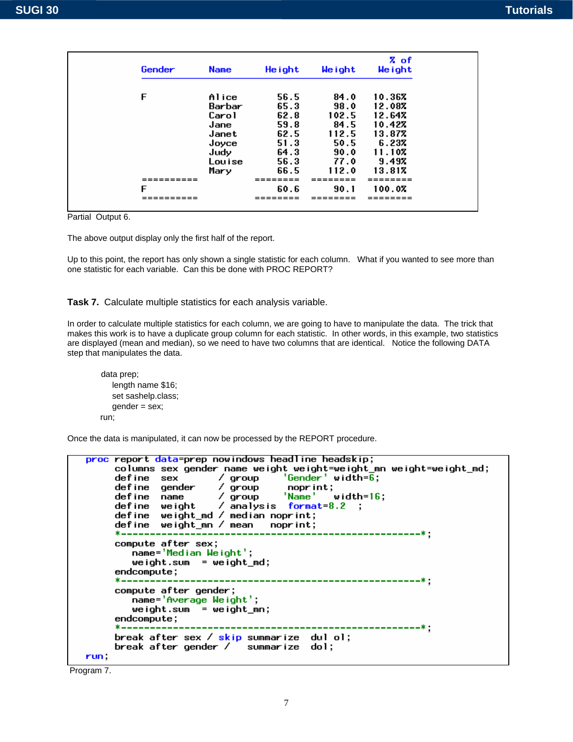| Gender | Name | Height | Weight | % of Weight |
|---|---|---|---|---|
| F | Alice | 56.5 | 84.0 | 10.36% |
| | Barbar | 65.3 | 98.0 | 12.08% |
| | Carol | 62.8 | 102.5 | 12.64% |
| | Jane | 59.8 | 84.5 | 10.42% |
| | Janet | 62.5 | 112.5 | 13.87% |
| | Joyce | 51.3 | 50.5 | 6.23% |
| | Judy | 64.3 | 90.0 | 11.10% |
| | Louise | 56.3 | 77.0 | 9.49% |
| | Mary | 66.5 | 112.0 | 13.81% |
| F | | 60.6 | 90.1 | 100.0% |

Partial Output 6.

The above output display only the first half of the report.

Up to this point, the report has only shown a single statistic for each column. What if you wanted to see more than one statistic for each variable. Can this be done with PROC REPORT?

**Task 7.** Calculate multiple statistics for each analysis variable.

In order to calculate multiple statistics for each column, we are going to have to manipulate the data. The trick that makes this work is to have a duplicate group column for each statistic. In other words, in this example, two statistics are displayed (mean and median), so we need to have two columns that are identical. Notice the following DATA step that manipulates the data.

```
data prep;
   length name $16;
   set sashelp.class;
   gender = sex;
run;
```

Once the data is manipulated, it can now be processed by the REPORT procedure.

```
proc report data=prep nowindows headline headskip;
     columns sex gender name weight weight=weight_mn weight=weight_md;
     define  sex       / group     'Gender' width=6;
     define  gender    / group      noprint;
     define  name      / group     'Name'    width=16;
     define  weight    / analysis  format=8.2  ;
     define  weight_md / median noprint;
     define  weight_mn / mean   noprint;
     *----------------------------------------------------*;
     compute after sex;
        name='Median Weight';
        weight.sum  = weight_md;
     endcompute;
     *----------------------------------------------------*;
     compute after gender;
        name='Average Weight';
        weight.sum  = weight_mn;
     endcompute;
     *----------------------------------------------------*;
     break after sex / skip summarize  dul ol;
     break after gender /   summarize  dol;
run;
```

Program 7.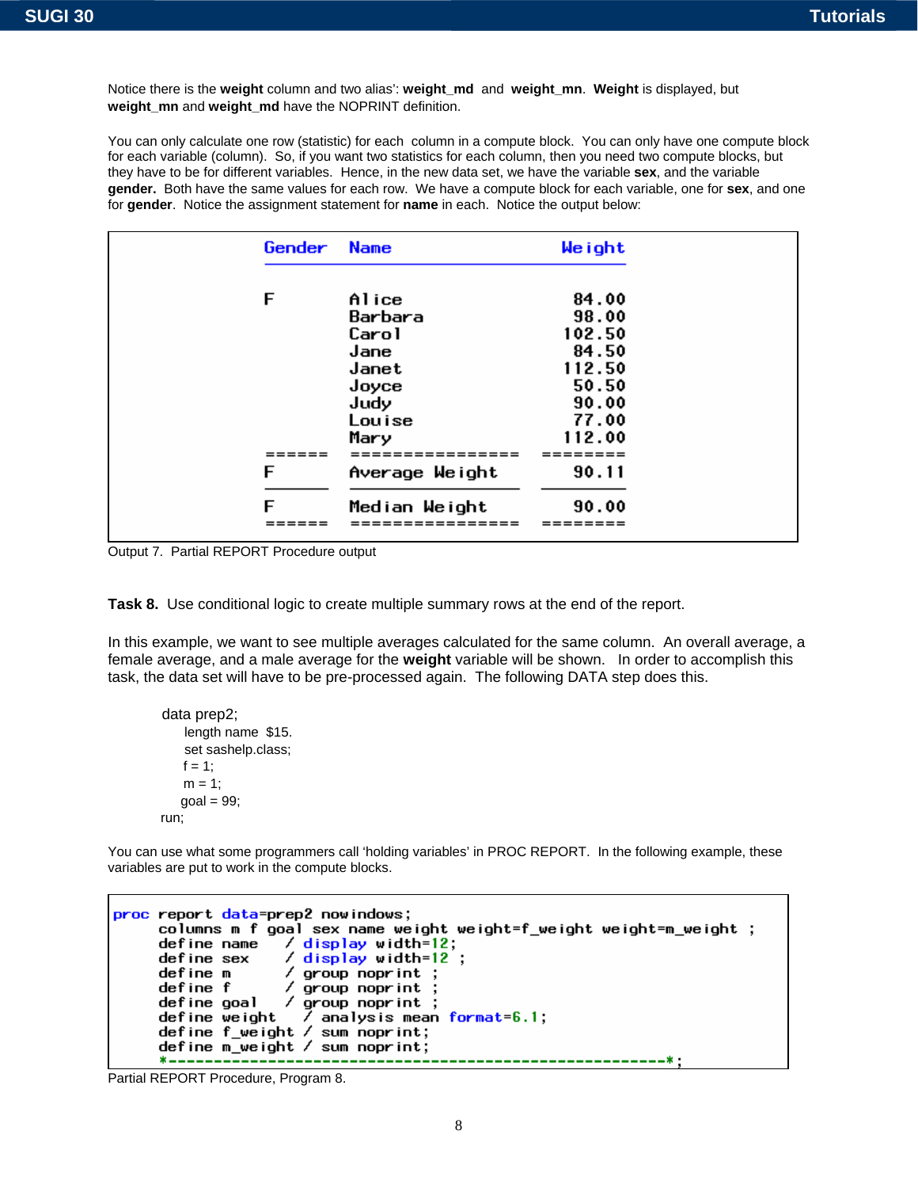Notice there is the **weight** column and two alias': **weight_md** and **weight_mn**. **Weight** is displayed, but **weight_mn** and **weight_md** have the NOPRINT definition.

You can only calculate one row (statistic) for each column in a compute block. You can only have one compute block for each variable (column). So, if you want two statistics for each column, then you need two compute blocks, but they have to be for different variables. Hence, in the new data set, we have the variable **sex**, and the variable **gender.** Both have the same values for each row. We have a compute block for each variable, one for **sex**, and one for **gender**. Notice the assignment statement for **name** in each. Notice the output below:

```
Gender   Name              Weight

F        Alice              84.00
         Barbara            98.00
         Carol             102.50
         Jane               84.50
         Janet             112.50
         Joyce              50.50
         Judy               90.00
         Louise             77.00
         Mary              112.00
======   ===============  ========
F        Average Weight     90.11
------   ---------------  --------
F        Median Weight      90.00
======   ===============  ========
```

Output 7. Partial REPORT Procedure output

**Task 8.** Use conditional logic to create multiple summary rows at the end of the report.

In this example, we want to see multiple averages calculated for the same column. An overall average, a female average, and a male average for the **weight** variable will be shown. In order to accomplish this task, the data set will have to be pre-processed again. The following DATA step does this.

```
data prep2;
   length name  $15.
   set sashelp.class;
   f = 1;
   m = 1;
  goal = 99;
run;
```

You can use what some programmers call 'holding variables' in PROC REPORT. In the following example, these variables are put to work in the compute blocks.

```
proc report data=prep2 nowindows;
     columns m f goal sex name weight weight=f_weight weight=m_weight ;
     define name    / display width=12;
     define sex     / display width=12 ;
     define m       / group noprint ;
     define f       / group noprint ;
     define goal    / group noprint ;
     define weight   / analysis mean format=6.1;
     define f_weight / sum noprint;
     define m_weight / sum noprint;
     *-----------------------------------------------------*;
```

Partial REPORT Procedure, Program 8.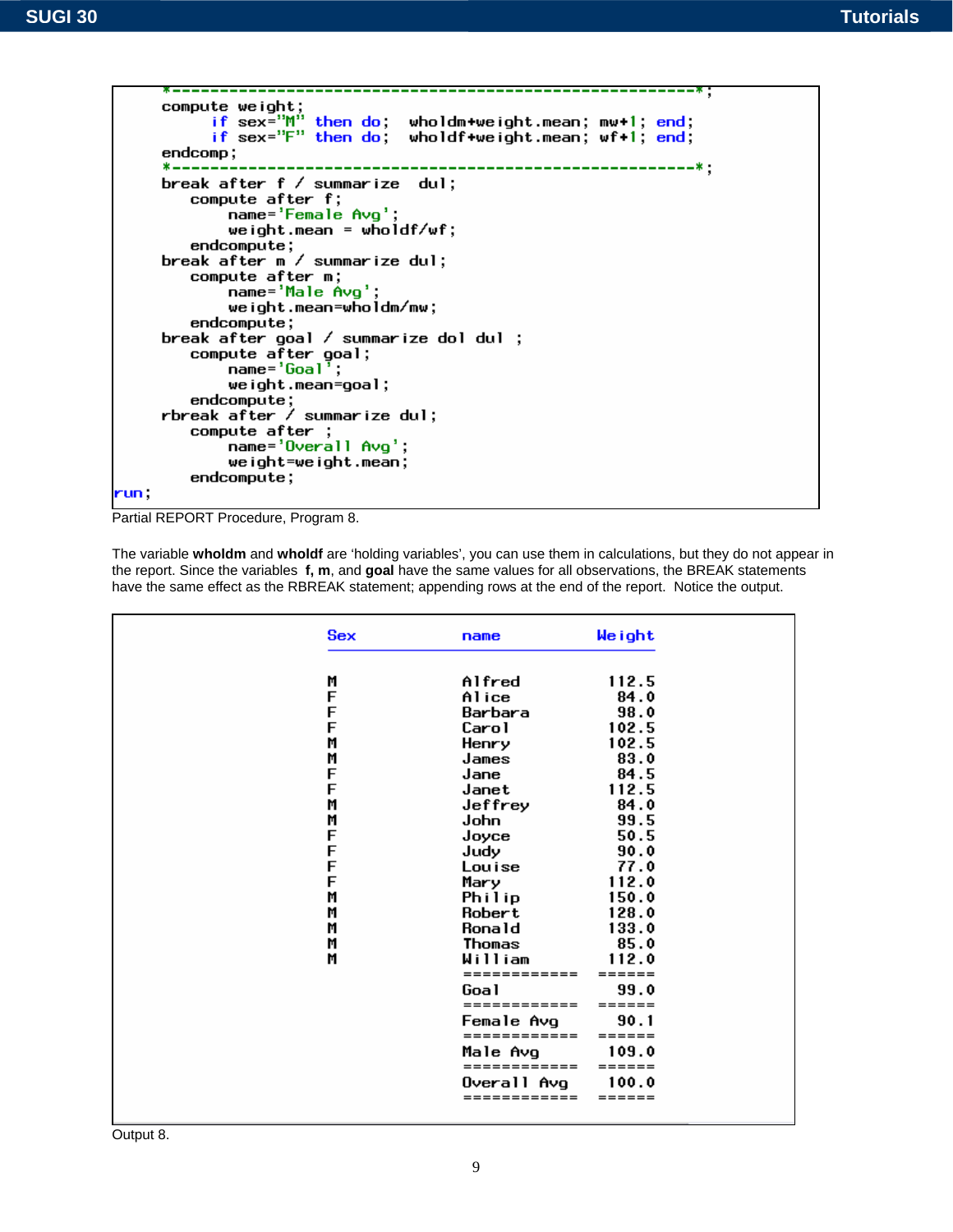```
      *-------------------------------------------------------*;
      compute weight;
          if sex="M" then do;  wholdm+weight.mean; mw+1; end;
          if sex="F" then do;  wholdf+weight.mean; wf+1; end;
      endcomp;
      *-------------------------------------------------------*;
      break after f / summarize  dul;
         compute after f;
             name='Female Avg';
             weight.mean = wholdf/wf;
         endcompute;
      break after m / summarize dul;
         compute after m;
             name='Male Avg';
             weight.mean=wholdm/mw;
         endcompute;
      break after goal / summarize dol dul ;
         compute after goal;
             name='Goal';
             weight.mean=goal;
         endcompute;
      rbreak after / summarize dul;
         compute after ;
             name='Overall Avg';
             weight=weight.mean;
         endcompute;
run;
```

Partial REPORT Procedure, Program 8.

The variable **wholdm** and **wholdf** are 'holding variables', you can use them in calculations, but they do not appear in the report. Since the variables **f, m**, and **goal** have the same values for all observations, the BREAK statements have the same effect as the RBREAK statement; appending rows at the end of the report. Notice the output.

```
          Sex            name            Weight
          ----------------------------------------

          M              Alfred           112.5
          F              Alice             84.0
          F              Barbara           98.0
          F              Carol            102.5
          M              Henry            102.5
          M              James             83.0
          F              Jane              84.5
          F              Janet            112.5
          M              Jeffrey           84.0
          M              John              99.5
          F              Joyce             50.5
          F              Judy              90.0
          F              Louise            77.0
          F              Mary             112.0
          M              Philip           150.0
          M              Robert           128.0
          M              Ronald           133.0
          M              Thomas            85.0
          M              William          112.0
                         ===========     ======
                         Goal              99.0
                         ===========     ======
                         Female Avg        90.1
                         ===========     ======
                         Male Avg         109.0
                         ===========     ======
                         Overall Avg      100.0
                         ===========     ======
```

Output 8.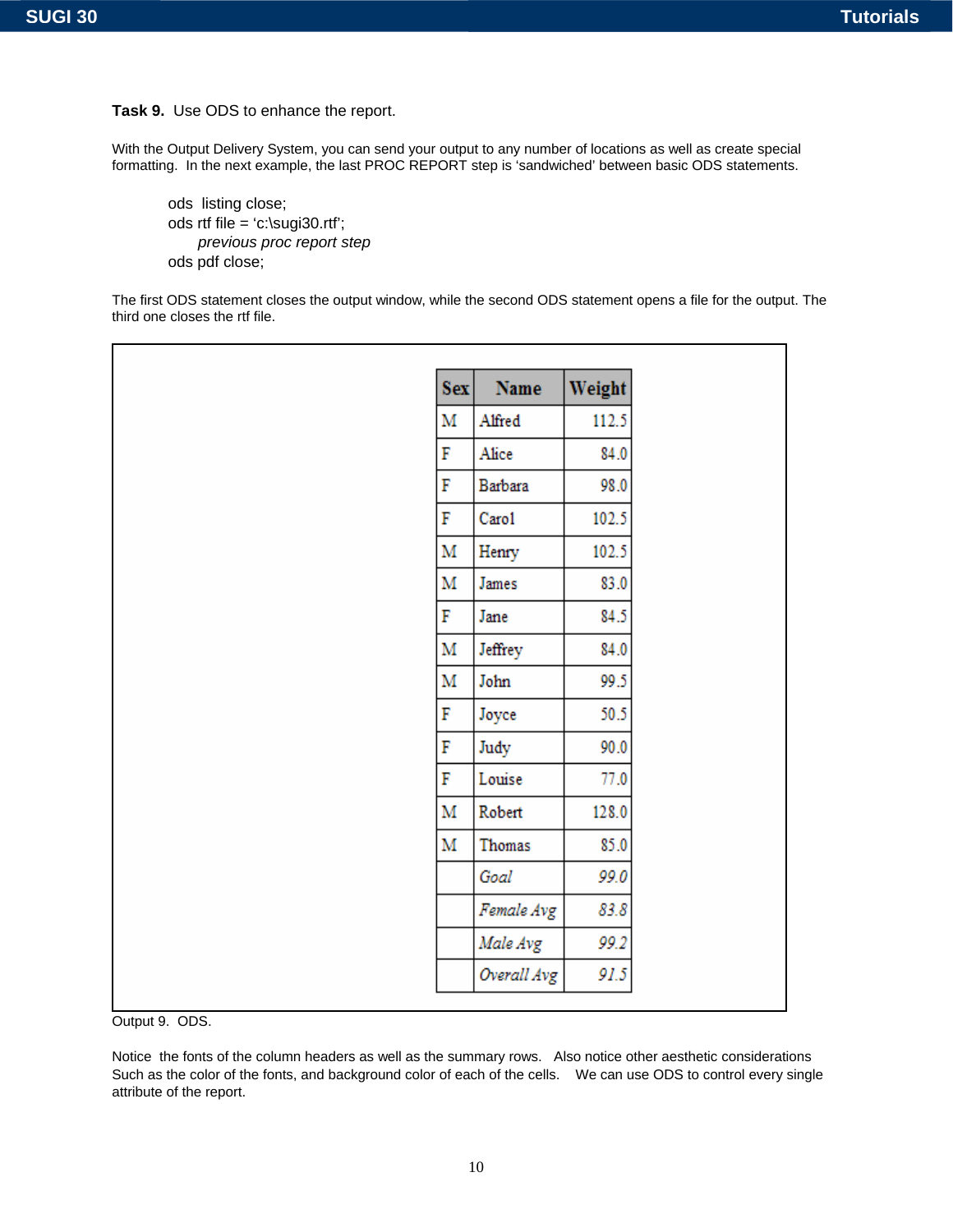**Task 9.** Use ODS to enhance the report.

With the Output Delivery System, you can send your output to any number of locations as well as create special formatting. In the next example, the last PROC REPORT step is 'sandwiched' between basic ODS statements.

```
ods  listing close;
ods rtf file = 'c:\sugi30.rtf';
      previous proc report step
ods pdf close;
```

The first ODS statement closes the output window, while the second ODS statement opens a file for the output. The third one closes the rtf file.

| Sex | Name | Weight |
|---|---|---|
| M | Alfred | 112.5 |
| F | Alice | 84.0 |
| F | Barbara | 98.0 |
| F | Carol | 102.5 |
| M | Henry | 102.5 |
| M | James | 83.0 |
| F | Jane | 84.5 |
| M | Jeffrey | 84.0 |
| M | John | 99.5 |
| F | Joyce | 50.5 |
| F | Judy | 90.0 |
| F | Louise | 77.0 |
| M | Robert | 128.0 |
| M | Thomas | 85.0 |
| | *Goal* | *99.0* |
| | *Female Avg* | *83.8* |
| | *Male Avg* | *99.2* |
| | *Overall Avg* | *91.5* |

Output 9. ODS.

Notice the fonts of the column headers as well as the summary rows. Also notice other aesthetic considerations Such as the color of the fonts, and background color of each of the cells. We can use ODS to control every single attribute of the report.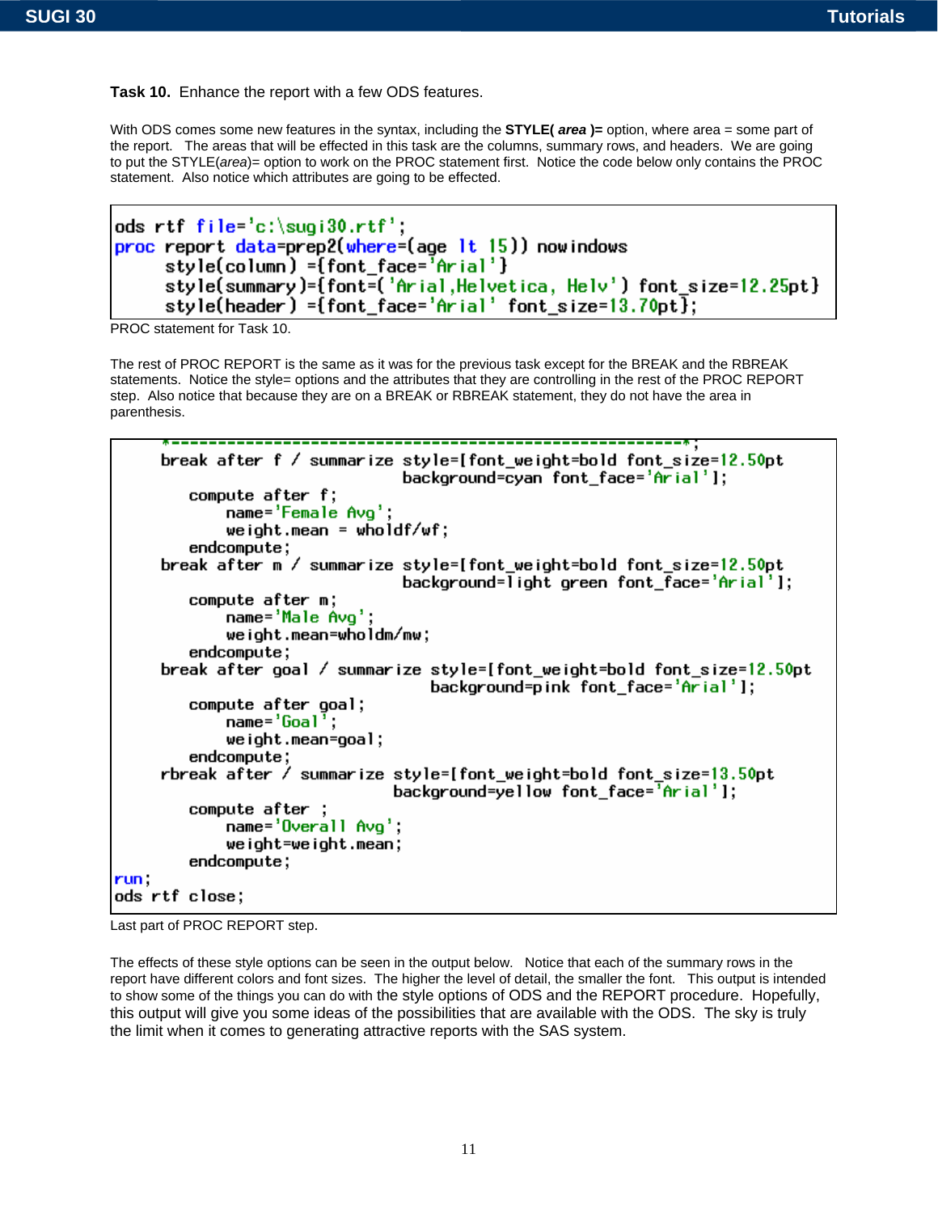**Task 10.** Enhance the report with a few ODS features.

With ODS comes some new features in the syntax, including the **STYLE(** ***area*** **)=** option, where area = some part of the report. The areas that will be effected in this task are the columns, summary rows, and headers. We are going to put the STYLE(*area*)= option to work on the PROC statement first. Notice the code below only contains the PROC statement. Also notice which attributes are going to be effected.

```
ods rtf file='c:\sugi30.rtf';
proc report data=prep2(where=(age lt 15)) nowindows
      style(column) ={font_face='Arial'}
      style(summary)={font=('Arial,Helvetica, Helv') font_size=12.25pt}
      style(header) ={font_face='Arial' font_size=13.70pt};
```

PROC statement for Task 10.

The rest of PROC REPORT is the same as it was for the previous task except for the BREAK and the RBREAK statements. Notice the style= options and the attributes that they are controlling in the rest of the PROC REPORT step. Also notice that because they are on a BREAK or RBREAK statement, they do not have the area in parenthesis.

```
     *======================================================*;
     break after f / summarize style=[font_weight=bold font_size=12.50pt
                                background=cyan font_face='Arial'];
        compute after f;
            name='Female Avg';
            weight.mean = wholdf/wf;
        endcompute;
     break after m / summarize style=[font_weight=bold font_size=12.50pt
                                background=light green font_face='Arial'];
        compute after m;
            name='Male Avg';
            weight.mean=wholdm/mw;
        endcompute;
     break after goal / summarize style=[font_weight=bold font_size=12.50pt
                                   background=pink font_face='Arial'];
        compute after goal;
            name='Goal';
            weight.mean=goal;
        endcompute;
     rbreak after / summarize style=[font_weight=bold font_size=13.50pt
                               background=yellow font_face='Arial'];
        compute after ;
            name='Overall Avg';
            weight=weight.mean;
        endcompute;
run;
ods rtf close;
```

Last part of PROC REPORT step.

The effects of these style options can be seen in the output below. Notice that each of the summary rows in the report have different colors and font sizes. The higher the level of detail, the smaller the font. This output is intended to show some of the things you can do with the style options of ODS and the REPORT procedure. Hopefully, this output will give you some ideas of the possibilities that are available with the ODS. The sky is truly the limit when it comes to generating attractive reports with the SAS system.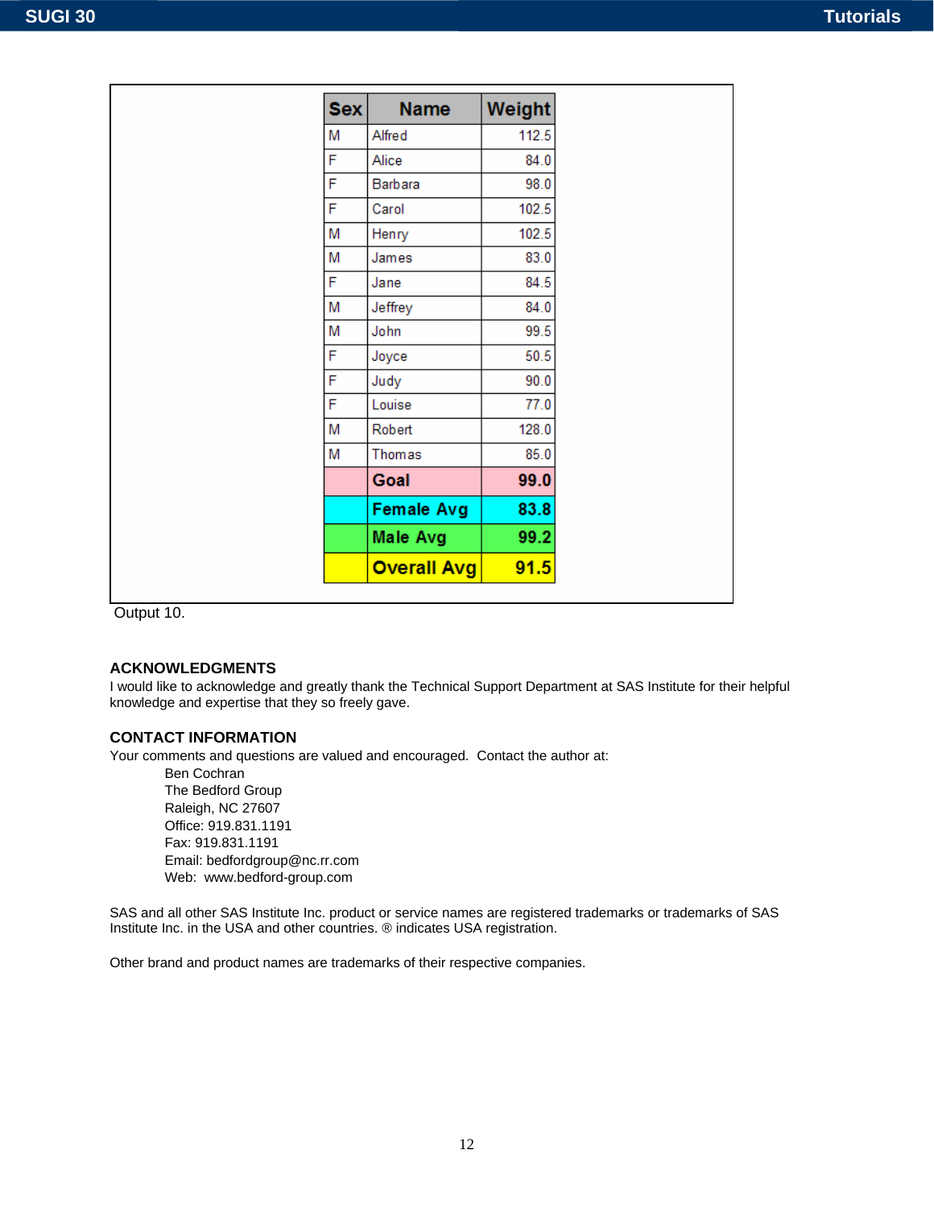| Sex | Name | Weight |
|---|---|---|
| M | Alfred | 112.5 |
| F | Alice | 84.0 |
| F | Barbara | 98.0 |
| F | Carol | 102.5 |
| M | Henry | 102.5 |
| M | James | 83.0 |
| F | Jane | 84.5 |
| M | Jeffrey | 84.0 |
| M | John | 99.5 |
| F | Joyce | 50.5 |
| F | Judy | 90.0 |
| F | Louise | 77.0 |
| M | Robert | 128.0 |
| M | Thomas | 85.0 |
| | **Goal** | **99.0** |
| | **Female Avg** | **83.8** |
| | **Male Avg** | **99.2** |
| | **Overall Avg** | **91.5** |

Output 10.

## ACKNOWLEDGMENTS

I would like to acknowledge and greatly thank the Technical Support Department at SAS Institute for their helpful knowledge and expertise that they so freely gave.

## CONTACT INFORMATION

Your comments and questions are valued and encouraged. Contact the author at:

Ben Cochran  
The Bedford Group  
Raleigh, NC 27607  
Office: 919.831.1191  
Fax: 919.831.1191  
Email: bedfordgroup@nc.rr.com  
Web: www.bedford-group.com

SAS and all other SAS Institute Inc. product or service names are registered trademarks or trademarks of SAS Institute Inc. in the USA and other countries. ® indicates USA registration.

Other brand and product names are trademarks of their respective companies.